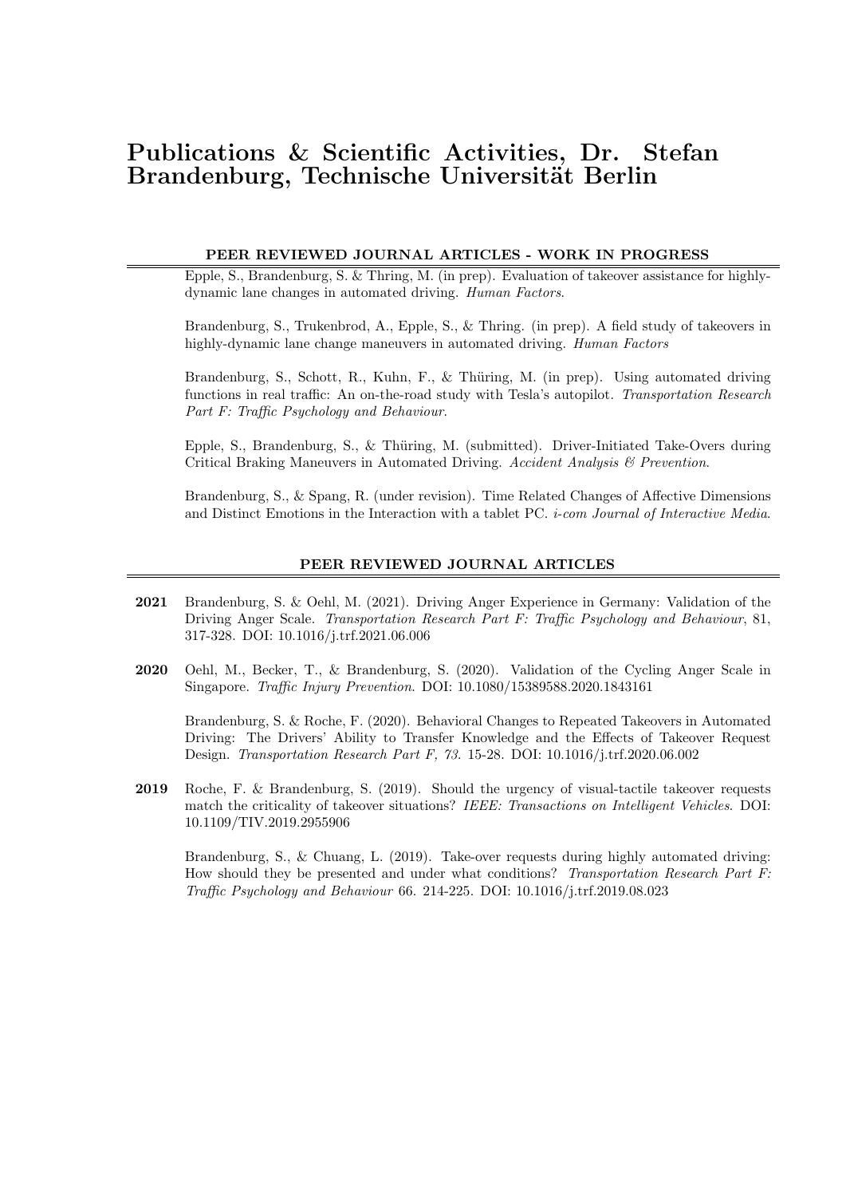# Publications & Scientific Activities, Dr. Stefan Brandenburg, Technische Universität Berlin

## PEER REVIEWED JOURNAL ARTICLES - WORK IN PROGRESS

Epple, S., Brandenburg, S. & Thring, M. (in prep). Evaluation of takeover assistance for highly-dynamic lane changes in automated driving. *Human Factors*.

Brandenburg, S., Trukenbrod, A., Epple, S., & Thring. (in prep). A field study of takeovers in highly-dynamic lane change maneuvers in automated driving. *Human Factors*

Brandenburg, S., Schott, R., Kuhn, F., & Thüring, M. (in prep). Using automated driving functions in real traffic: An on-the-road study with Tesla's autopilot. *Transportation Research Part F: Traffic Psychology and Behaviour*.

Epple, S., Brandenburg, S., & Thüring, M. (submitted). Driver-Initiated Take-Overs during Critical Braking Maneuvers in Automated Driving. *Accident Analysis & Prevention*.

Brandenburg, S., & Spang, R. (under revision). Time Related Changes of Affective Dimensions and Distinct Emotions in the Interaction with a tablet PC. *i-com Journal of Interactive Media*.

## PEER REVIEWED JOURNAL ARTICLES

**2021** Brandenburg, S. & Oehl, M. (2021). Driving Anger Experience in Germany: Validation of the Driving Anger Scale. *Transportation Research Part F: Traffic Psychology and Behaviour*, 81, 317-328. DOI: 10.1016/j.trf.2021.06.006

**2020** Oehl, M., Becker, T., & Brandenburg, S. (2020). Validation of the Cycling Anger Scale in Singapore. *Traffic Injury Prevention*. DOI: 10.1080/15389588.2020.1843161

Brandenburg, S. & Roche, F. (2020). Behavioral Changes to Repeated Takeovers in Automated Driving: The Drivers' Ability to Transfer Knowledge and the Effects of Takeover Request Design. *Transportation Research Part F, 73*. 15-28. DOI: 10.1016/j.trf.2020.06.002

**2019** Roche, F. & Brandenburg, S. (2019). Should the urgency of visual-tactile takeover requests match the criticality of takeover situations? *IEEE: Transactions on Intelligent Vehicles*. DOI: 10.1109/TIV.2019.2955906

Brandenburg, S., & Chuang, L. (2019). Take-over requests during highly automated driving: How should they be presented and under what conditions? *Transportation Research Part F: Traffic Psychology and Behaviour* 66. 214-225. DOI: 10.1016/j.trf.2019.08.023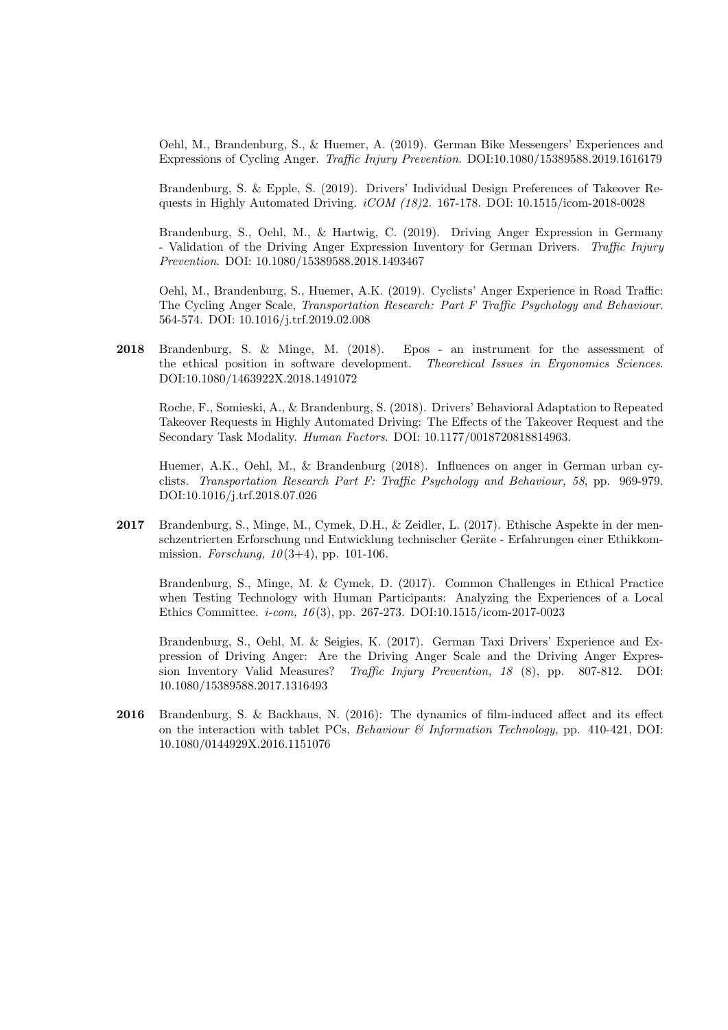Oehl, M., Brandenburg, S., & Huemer, A. (2019). German Bike Messengers' Experiences and Expressions of Cycling Anger. *Traffic Injury Prevention*. DOI:10.1080/15389588.2019.1616179

Brandenburg, S. & Epple, S. (2019). Drivers' Individual Design Preferences of Takeover Requests in Highly Automated Driving. *iCOM (18)*2. 167-178. DOI: 10.1515/icom-2018-0028

Brandenburg, S., Oehl, M., & Hartwig, C. (2019). Driving Anger Expression in Germany - Validation of the Driving Anger Expression Inventory for German Drivers. *Traffic Injury Prevention*. DOI: 10.1080/15389588.2018.1493467

Oehl, M., Brandenburg, S., Huemer, A.K. (2019). Cyclists' Anger Experience in Road Traffic: The Cycling Anger Scale, *Transportation Research: Part F Traffic Psychology and Behaviour*. 564-574. DOI: 10.1016/j.trf.2019.02.008

**2018** Brandenburg, S. & Minge, M. (2018). Epos - an instrument for the assessment of the ethical position in software development. *Theoretical Issues in Ergonomics Sciences*. DOI:10.1080/1463922X.2018.1491072

Roche, F., Somieski, A., & Brandenburg, S. (2018). Drivers' Behavioral Adaptation to Repeated Takeover Requests in Highly Automated Driving: The Effects of the Takeover Request and the Secondary Task Modality. *Human Factors*. DOI: 10.1177/0018720818814963.

Huemer, A.K., Oehl, M., & Brandenburg (2018). Influences on anger in German urban cyclists. *Transportation Research Part F: Traffic Psychology and Behaviour, 58*, pp. 969-979. DOI:10.1016/j.trf.2018.07.026

**2017** Brandenburg, S., Minge, M., Cymek, D.H., & Zeidler, L. (2017). Ethische Aspekte in der menschzentrierten Erforschung und Entwicklung technischer Geräte - Erfahrungen einer Ethikkommission. *Forschung, 10*(3+4), pp. 101-106.

Brandenburg, S., Minge, M. & Cymek, D. (2017). Common Challenges in Ethical Practice when Testing Technology with Human Participants: Analyzing the Experiences of a Local Ethics Committee. *i-com, 16*(3), pp. 267-273. DOI:10.1515/icom-2017-0023

Brandenburg, S., Oehl, M. & Seigies, K. (2017). German Taxi Drivers' Experience and Expression of Driving Anger: Are the Driving Anger Scale and the Driving Anger Expression Inventory Valid Measures? *Traffic Injury Prevention, 18* (8), pp. 807-812. DOI: 10.1080/15389588.2017.1316493

**2016** Brandenburg, S. & Backhaus, N. (2016): The dynamics of film-induced affect and its effect on the interaction with tablet PCs, *Behaviour & Information Technology,* pp. 410-421, DOI: 10.1080/0144929X.2016.1151076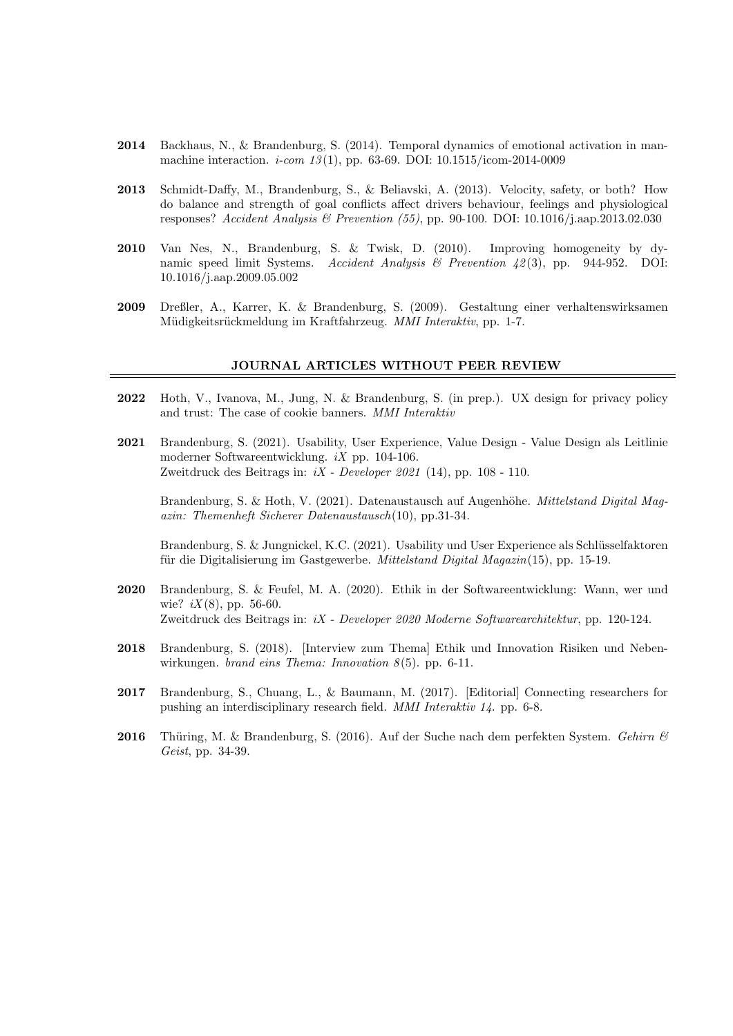**2014** Backhaus, N., & Brandenburg, S. (2014). Temporal dynamics of emotional activation in man-machine interaction. *i-com 13*(1), pp. 63-69. DOI: 10.1515/icom-2014-0009

**2013** Schmidt-Daffy, M., Brandenburg, S., & Beliavski, A. (2013). Velocity, safety, or both? How do balance and strength of goal conflicts affect drivers behaviour, feelings and physiological responses? *Accident Analysis & Prevention (55)*, pp. 90-100. DOI: 10.1016/j.aap.2013.02.030

**2010** Van Nes, N., Brandenburg, S. & Twisk, D. (2010). Improving homogeneity by dynamic speed limit Systems. *Accident Analysis & Prevention 42*(3), pp. 944-952. DOI: 10.1016/j.aap.2009.05.002

**2009** Dreßler, A., Karrer, K. & Brandenburg, S. (2009). Gestaltung einer verhaltenswirksamen Müdigkeitsrückmeldung im Kraftfahrzeug. *MMI Interaktiv*, pp. 1-7.

## JOURNAL ARTICLES WITHOUT PEER REVIEW

**2022** Hoth, V., Ivanova, M., Jung, N. & Brandenburg, S. (in prep.). UX design for privacy policy and trust: The case of cookie banners. *MMI Interaktiv*

**2021** Brandenburg, S. (2021). Usability, User Experience, Value Design - Value Design als Leitlinie moderner Softwareentwicklung. *iX* pp. 104-106.
Zweitdruck des Beitrags in: *iX - Developer 2021* (14), pp. 108 - 110.

Brandenburg, S. & Hoth, V. (2021). Datenaustausch auf Augenhöhe. *Mittelstand Digital Magazin: Themenheft Sicherer Datenaustausch*(10), pp.31-34.

Brandenburg, S. & Jungnickel, K.C. (2021). Usability und User Experience als Schlüsselfaktoren für die Digitalisierung im Gastgewerbe. *Mittelstand Digital Magazin*(15), pp. 15-19.

**2020** Brandenburg, S. & Feufel, M. A. (2020). Ethik in der Softwareentwicklung: Wann, wer und wie? *iX*(8), pp. 56-60.
Zweitdruck des Beitrags in: *iX - Developer 2020 Moderne Softwarearchitektur*, pp. 120-124.

**2018** Brandenburg, S. (2018). [Interview zum Thema] Ethik und Innovation Risiken und Nebenwirkungen. *brand eins Thema: Innovation 8*(5). pp. 6-11.

**2017** Brandenburg, S., Chuang, L., & Baumann, M. (2017). [Editorial] Connecting researchers for pushing an interdisciplinary research field. *MMI Interaktiv 14*. pp. 6-8.

**2016** Thüring, M. & Brandenburg, S. (2016). Auf der Suche nach dem perfekten System. *Gehirn & Geist*, pp. 34-39.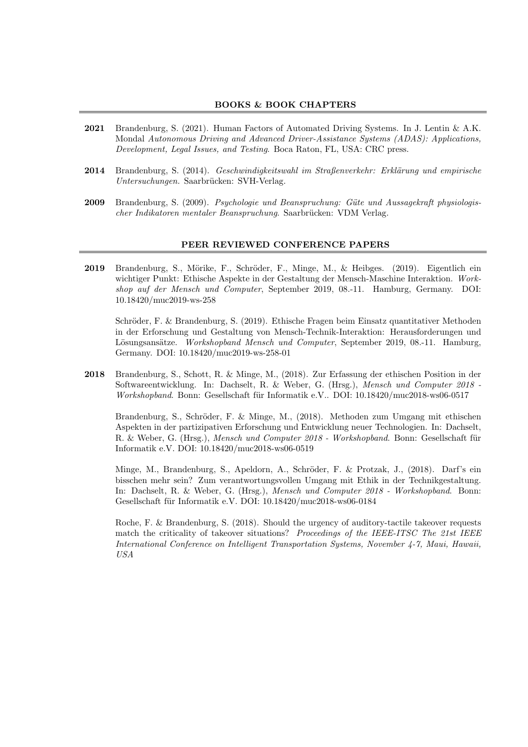## BOOKS & BOOK CHAPTERS

**2021** Brandenburg, S. (2021). Human Factors of Automated Driving Systems. In J. Lentin & A.K. Mondal *Autonomous Driving and Advanced Driver-Assistance Systems (ADAS): Applications, Development, Legal Issues, and Testing*. Boca Raton, FL, USA: CRC press.

**2014** Brandenburg, S. (2014). *Geschwindigkeitswahl im Straßenverkehr: Erklärung und empirische Untersuchungen.* Saarbrücken: SVH-Verlag.

**2009** Brandenburg, S. (2009). *Psychologie und Beanspruchung: Güte und Aussagekraft physiologischer Indikatoren mentaler Beanspruchung*. Saarbrücken: VDM Verlag.

## PEER REVIEWED CONFERENCE PAPERS

**2019** Brandenburg, S., Mörike, F., Schröder, F., Minge, M., & Heibges. (2019). Eigentlich ein wichtiger Punkt: Ethische Aspekte in der Gestaltung der Mensch-Maschine Interaktion. *Workshop auf der Mensch und Computer*, September 2019, 08.-11. Hamburg, Germany. DOI: 10.18420/muc2019-ws-258

Schröder, F. & Brandenburg, S. (2019). Ethische Fragen beim Einsatz quantitativer Methoden in der Erforschung und Gestaltung von Mensch-Technik-Interaktion: Herausforderungen und Lösungsansätze. *Workshopband Mensch und Computer*, September 2019, 08.-11. Hamburg, Germany. DOI: 10.18420/muc2019-ws-258-01

**2018** Brandenburg, S., Schott, R. & Minge, M., (2018). Zur Erfassung der ethischen Position in der Softwareentwicklung. In: Dachselt, R. & Weber, G. (Hrsg.), *Mensch und Computer 2018 - Workshopband*. Bonn: Gesellschaft für Informatik e.V.. DOI: 10.18420/muc2018-ws06-0517

Brandenburg, S., Schröder, F. & Minge, M., (2018). Methoden zum Umgang mit ethischen Aspekten in der partizipativen Erforschung und Entwicklung neuer Technologien. In: Dachselt, R. & Weber, G. (Hrsg.), *Mensch und Computer 2018 - Workshopband*. Bonn: Gesellschaft für Informatik e.V. DOI: 10.18420/muc2018-ws06-0519

Minge, M., Brandenburg, S., Apeldorn, A., Schröder, F. & Protzak, J., (2018). Darf's ein bisschen mehr sein? Zum verantwortungsvollen Umgang mit Ethik in der Technikgestaltung. In: Dachselt, R. & Weber, G. (Hrsg.), *Mensch und Computer 2018 - Workshopband*. Bonn: Gesellschaft für Informatik e.V. DOI: 10.18420/muc2018-ws06-0184

Roche, F. & Brandenburg, S. (2018). Should the urgency of auditory-tactile takeover requests match the criticality of takeover situations? *Proceedings of the IEEE-ITSC The 21st IEEE International Conference on Intelligent Transportation Systems, November 4-7, Maui, Hawaii, USA*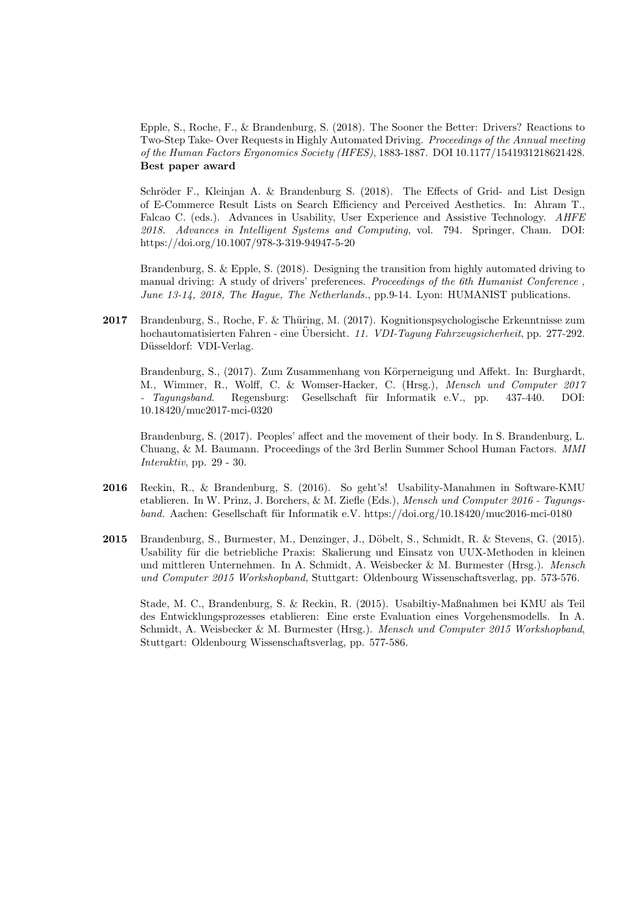Epple, S., Roche, F., & Brandenburg, S. (2018). The Sooner the Better: Drivers? Reactions to Two-Step Take- Over Requests in Highly Automated Driving. *Proceedings of the Annual meeting of the Human Factors Ergonomics Society (HFES)*, 1883-1887. DOI 10.1177/1541931218621428. **Best paper award**

Schröder F., Kleinjan A. & Brandenburg S. (2018). The Effects of Grid- and List Design of E-Commerce Result Lists on Search Efficiency and Perceived Aesthetics. In: Ahram T., Falcao C. (eds.). Advances in Usability, User Experience and Assistive Technology. *AHFE 2018. Advances in Intelligent Systems and Computing*, vol. 794. Springer, Cham. DOI: https://doi.org/10.1007/978-3-319-94947-5-20

Brandenburg, S. & Epple, S. (2018). Designing the transition from highly automated driving to manual driving: A study of drivers' preferences. *Proceedings of the 6th Humanist Conference , June 13-14, 2018, The Hague, The Netherlands.*, pp.9-14. Lyon: HUMANIST publications.

**2017** Brandenburg, S., Roche, F. & Thüring, M. (2017). Kognitionspsychologische Erkenntnisse zum hochautomatisierten Fahren - eine Übersicht. *11. VDI-Tagung Fahrzeugsicherheit*, pp. 277-292. Düsseldorf: VDI-Verlag.

Brandenburg, S., (2017). Zum Zusammenhang von Körperneigung und Affekt. In: Burghardt, M., Wimmer, R., Wolff, C. & Womser-Hacker, C. (Hrsg.), *Mensch und Computer 2017 - Tagungsband*. Regensburg: Gesellschaft für Informatik e.V., pp. 437-440. DOI: 10.18420/muc2017-mci-0320

Brandenburg, S. (2017). Peoples' affect and the movement of their body. In S. Brandenburg, L. Chuang, & M. Baumann. Proceedings of the 3rd Berlin Summer School Human Factors. *MMI Interaktiv*, pp. 29 - 30.

**2016** Reckin, R., & Brandenburg, S. (2016). So geht's! Usability-Manahmen in Software-KMU etablieren. In W. Prinz, J. Borchers, & M. Ziefle (Eds.), *Mensch und Computer 2016 - Tagungsband.* Aachen: Gesellschaft für Informatik e.V. https://doi.org/10.18420/muc2016-mci-0180

**2015** Brandenburg, S., Burmester, M., Denzinger, J., Döbelt, S., Schmidt, R. & Stevens, G. (2015). Usability für die betriebliche Praxis: Skalierung und Einsatz von UUX-Methoden in kleinen und mittleren Unternehmen. In A. Schmidt, A. Weisbecker & M. Burmester (Hrsg.). *Mensch und Computer 2015 Workshopband*, Stuttgart: Oldenbourg Wissenschaftsverlag, pp. 573-576.

Stade, M. C., Brandenburg, S. & Reckin, R. (2015). Usabiltiy-Maßnahmen bei KMU als Teil des Entwicklungsprozesses etablieren: Eine erste Evaluation eines Vorgehensmodells. In A. Schmidt, A. Weisbecker & M. Burmester (Hrsg.). *Mensch und Computer 2015 Workshopband*, Stuttgart: Oldenbourg Wissenschaftsverlag, pp. 577-586.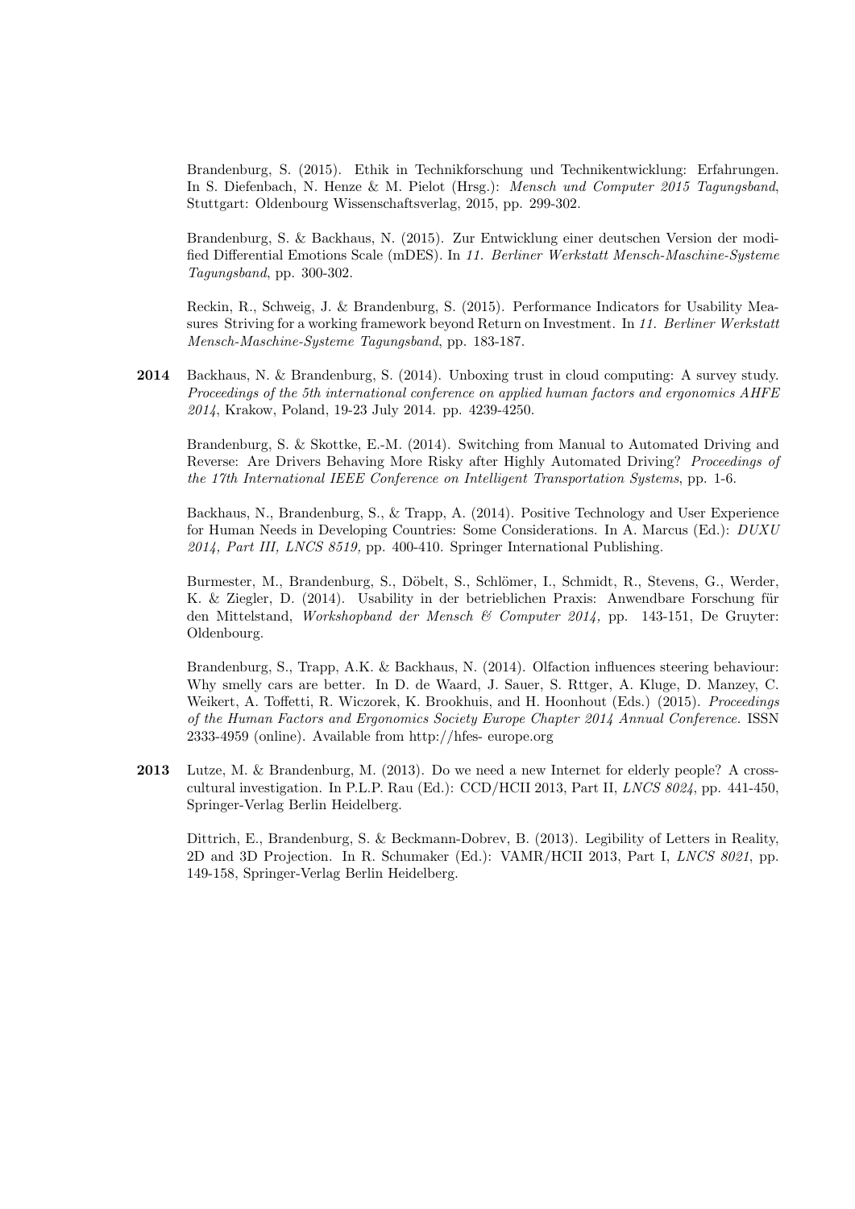Brandenburg, S. (2015). Ethik in Technikforschung und Technikentwicklung: Erfahrungen. In S. Diefenbach, N. Henze & M. Pielot (Hrsg.): *Mensch und Computer 2015 Tagungsband*, Stuttgart: Oldenbourg Wissenschaftsverlag, 2015, pp. 299-302.

Brandenburg, S. & Backhaus, N. (2015). Zur Entwicklung einer deutschen Version der modified Differential Emotions Scale (mDES). In *11. Berliner Werkstatt Mensch-Maschine-Systeme Tagungsband*, pp. 300-302.

Reckin, R., Schweig, J. & Brandenburg, S. (2015). Performance Indicators for Usability Measures Striving for a working framework beyond Return on Investment. In *11. Berliner Werkstatt Mensch-Maschine-Systeme Tagungsband*, pp. 183-187.

**2014** Backhaus, N. & Brandenburg, S. (2014). Unboxing trust in cloud computing: A survey study. *Proceedings of the 5th international conference on applied human factors and ergonomics AHFE 2014*, Krakow, Poland, 19-23 July 2014. pp. 4239-4250.

Brandenburg, S. & Skottke, E.-M. (2014). Switching from Manual to Automated Driving and Reverse: Are Drivers Behaving More Risky after Highly Automated Driving? *Proceedings of the 17th International IEEE Conference on Intelligent Transportation Systems*, pp. 1-6.

Backhaus, N., Brandenburg, S., & Trapp, A. (2014). Positive Technology and User Experience for Human Needs in Developing Countries: Some Considerations. In A. Marcus (Ed.): *DUXU 2014, Part III, LNCS 8519,* pp. 400-410. Springer International Publishing.

Burmester, M., Brandenburg, S., Döbelt, S., Schlömer, I., Schmidt, R., Stevens, G., Werder, K. & Ziegler, D. (2014). Usability in der betrieblichen Praxis: Anwendbare Forschung für den Mittelstand, *Workshopband der Mensch & Computer 2014,* pp. 143-151, De Gruyter: Oldenbourg.

Brandenburg, S., Trapp, A.K. & Backhaus, N. (2014). Olfaction influences steering behaviour: Why smelly cars are better. In D. de Waard, J. Sauer, S. Rttger, A. Kluge, D. Manzey, C. Weikert, A. Toffetti, R. Wiczorek, K. Brookhuis, and H. Hoonhout (Eds.) (2015). *Proceedings of the Human Factors and Ergonomics Society Europe Chapter 2014 Annual Conference.* ISSN 2333-4959 (online). Available from http://hfes- europe.org

**2013** Lutze, M. & Brandenburg, M. (2013). Do we need a new Internet for elderly people? A cross-cultural investigation. In P.L.P. Rau (Ed.): CCD/HCII 2013, Part II, *LNCS 8024*, pp. 441-450, Springer-Verlag Berlin Heidelberg.

Dittrich, E., Brandenburg, S. & Beckmann-Dobrev, B. (2013). Legibility of Letters in Reality, 2D and 3D Projection. In R. Schumaker (Ed.): VAMR/HCII 2013, Part I, *LNCS 8021*, pp. 149-158, Springer-Verlag Berlin Heidelberg.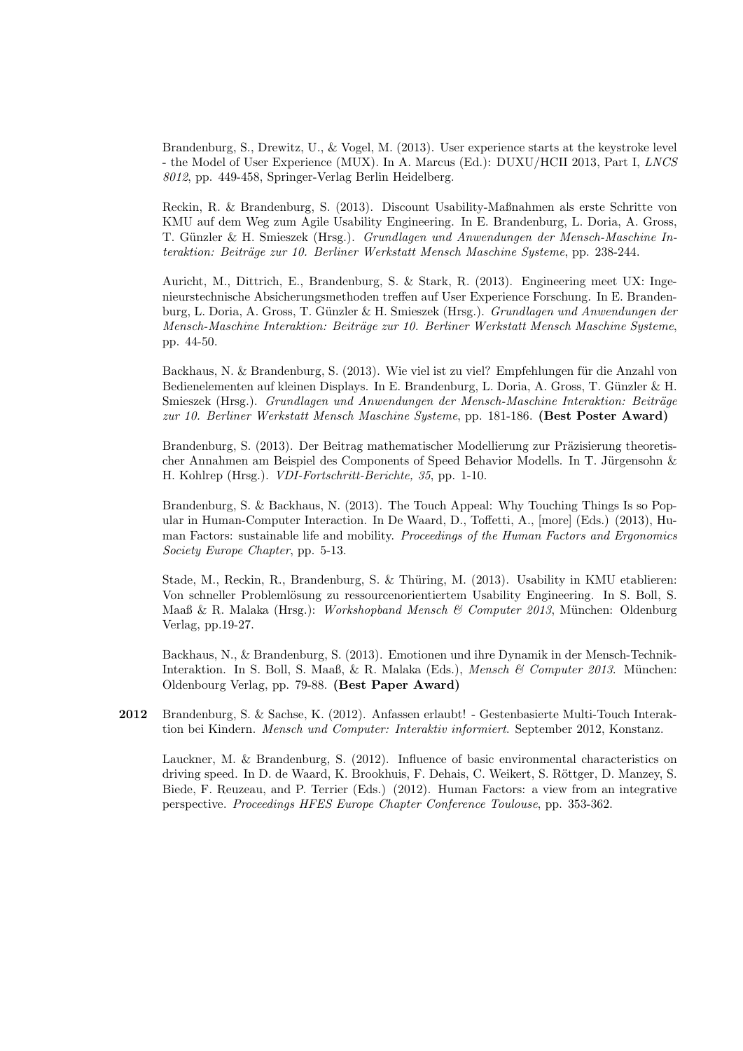Brandenburg, S., Drewitz, U., & Vogel, M. (2013). User experience starts at the keystroke level - the Model of User Experience (MUX). In A. Marcus (Ed.): DUXU/HCII 2013, Part I, *LNCS 8012*, pp. 449-458, Springer-Verlag Berlin Heidelberg.

Reckin, R. & Brandenburg, S. (2013). Discount Usability-Maßnahmen als erste Schritte von KMU auf dem Weg zum Agile Usability Engineering. In E. Brandenburg, L. Doria, A. Gross, T. Günzler & H. Smieszek (Hrsg.). *Grundlagen und Anwendungen der Mensch-Maschine Interaktion: Beiträge zur 10. Berliner Werkstatt Mensch Maschine Systeme*, pp. 238-244.

Auricht, M., Dittrich, E., Brandenburg, S. & Stark, R. (2013). Engineering meet UX: Ingenieurstechnische Absicherungsmethoden treffen auf User Experience Forschung. In E. Brandenburg, L. Doria, A. Gross, T. Günzler & H. Smieszek (Hrsg.). *Grundlagen und Anwendungen der Mensch-Maschine Interaktion: Beiträge zur 10. Berliner Werkstatt Mensch Maschine Systeme*, pp. 44-50.

Backhaus, N. & Brandenburg, S. (2013). Wie viel ist zu viel? Empfehlungen für die Anzahl von Bedienelementen auf kleinen Displays. In E. Brandenburg, L. Doria, A. Gross, T. Günzler & H. Smieszek (Hrsg.). *Grundlagen und Anwendungen der Mensch-Maschine Interaktion: Beiträge zur 10. Berliner Werkstatt Mensch Maschine Systeme*, pp. 181-186. **(Best Poster Award)**

Brandenburg, S. (2013). Der Beitrag mathematischer Modellierung zur Präzisierung theoretischer Annahmen am Beispiel des Components of Speed Behavior Modells. In T. Jürgensohn & H. Kohlrep (Hrsg.). *VDI-Fortschritt-Berichte, 35*, pp. 1-10.

Brandenburg, S. & Backhaus, N. (2013). The Touch Appeal: Why Touching Things Is so Popular in Human-Computer Interaction. In De Waard, D., Toffetti, A., [more] (Eds.) (2013), Human Factors: sustainable life and mobility. *Proceedings of the Human Factors and Ergonomics Society Europe Chapter*, pp. 5-13.

Stade, M., Reckin, R., Brandenburg, S. & Thüring, M. (2013). Usability in KMU etablieren: Von schneller Problemlösung zu ressourcenorientiertem Usability Engineering. In S. Boll, S. Maaß & R. Malaka (Hrsg.): *Workshopband Mensch & Computer 2013*, München: Oldenburg Verlag, pp.19-27.

Backhaus, N., & Brandenburg, S. (2013). Emotionen und ihre Dynamik in der Mensch-Technik-Interaktion. In S. Boll, S. Maaß, & R. Malaka (Eds.), *Mensch & Computer 2013*. München: Oldenbourg Verlag, pp. 79-88. **(Best Paper Award)**

**2012** Brandenburg, S. & Sachse, K. (2012). Anfassen erlaubt! - Gestenbasierte Multi-Touch Interaktion bei Kindern. *Mensch und Computer: Interaktiv informiert*. September 2012, Konstanz.

Lauckner, M. & Brandenburg, S. (2012). Influence of basic environmental characteristics on driving speed. In D. de Waard, K. Brookhuis, F. Dehais, C. Weikert, S. Röttger, D. Manzey, S. Biede, F. Reuzeau, and P. Terrier (Eds.) (2012). Human Factors: a view from an integrative perspective. *Proceedings HFES Europe Chapter Conference Toulouse*, pp. 353-362.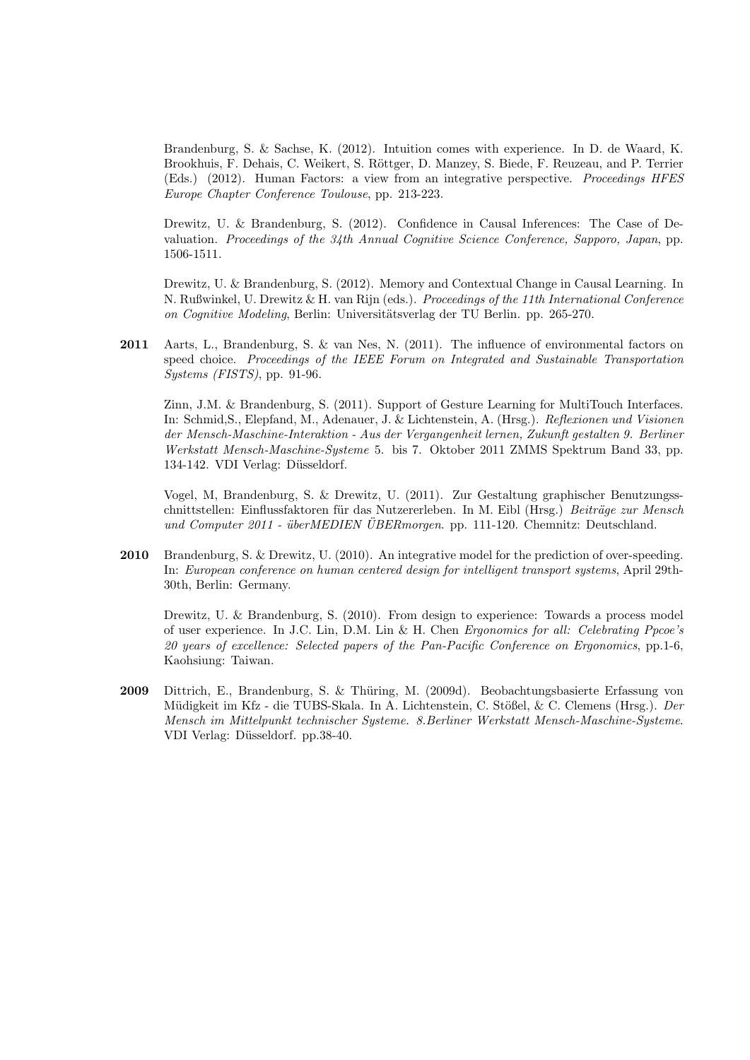Brandenburg, S. & Sachse, K. (2012). Intuition comes with experience. In D. de Waard, K. Brookhuis, F. Dehais, C. Weikert, S. Röttger, D. Manzey, S. Biede, F. Reuzeau, and P. Terrier (Eds.) (2012). Human Factors: a view from an integrative perspective. *Proceedings HFES Europe Chapter Conference Toulouse*, pp. 213-223.

Drewitz, U. & Brandenburg, S. (2012). Confidence in Causal Inferences: The Case of Devaluation. *Proceedings of the 34th Annual Cognitive Science Conference, Sapporo, Japan*, pp. 1506-1511.

Drewitz, U. & Brandenburg, S. (2012). Memory and Contextual Change in Causal Learning. In N. Rußwinkel, U. Drewitz & H. van Rijn (eds.). *Proceedings of the 11th International Conference on Cognitive Modeling*, Berlin: Universitätsverlag der TU Berlin. pp. 265-270.

**2011** Aarts, L., Brandenburg, S. & van Nes, N. (2011). The influence of environmental factors on speed choice. *Proceedings of the IEEE Forum on Integrated and Sustainable Transportation Systems (FISTS)*, pp. 91-96.

Zinn, J.M. & Brandenburg, S. (2011). Support of Gesture Learning for MultiTouch Interfaces. In: Schmid,S., Elepfand, M., Adenauer, J. & Lichtenstein, A. (Hrsg.). *Reflexionen und Visionen der Mensch-Maschine-Interaktion - Aus der Vergangenheit lernen, Zukunft gestalten 9. Berliner Werkstatt Mensch-Maschine-Systeme* 5. bis 7. Oktober 2011 ZMMS Spektrum Band 33, pp. 134-142. VDI Verlag: Düsseldorf.

Vogel, M, Brandenburg, S. & Drewitz, U. (2011). Zur Gestaltung graphischer Benutzungsschnittstellen: Einflussfaktoren für das Nutzererleben. In M. Eibl (Hrsg.) *Beiträge zur Mensch und Computer 2011 - überMEDIEN ÜBERmorgen*. pp. 111-120. Chemnitz: Deutschland.

**2010** Brandenburg, S. & Drewitz, U. (2010). An integrative model for the prediction of over-speeding. In: *European conference on human centered design for intelligent transport systems*, April 29th-30th, Berlin: Germany.

Drewitz, U. & Brandenburg, S. (2010). From design to experience: Towards a process model of user experience. In J.C. Lin, D.M. Lin & H. Chen *Ergonomics for all: Celebrating Ppcoe's 20 years of excellence: Selected papers of the Pan-Pacific Conference on Ergonomics*, pp.1-6, Kaohsiung: Taiwan.

**2009** Dittrich, E., Brandenburg, S. & Thüring, M. (2009d). Beobachtungsbasierte Erfassung von Müdigkeit im Kfz - die TUBS-Skala. In A. Lichtenstein, C. Stößel, & C. Clemens (Hrsg.). *Der Mensch im Mittelpunkt technischer Systeme. 8.Berliner Werkstatt Mensch-Maschine-Systeme*. VDI Verlag: Düsseldorf. pp.38-40.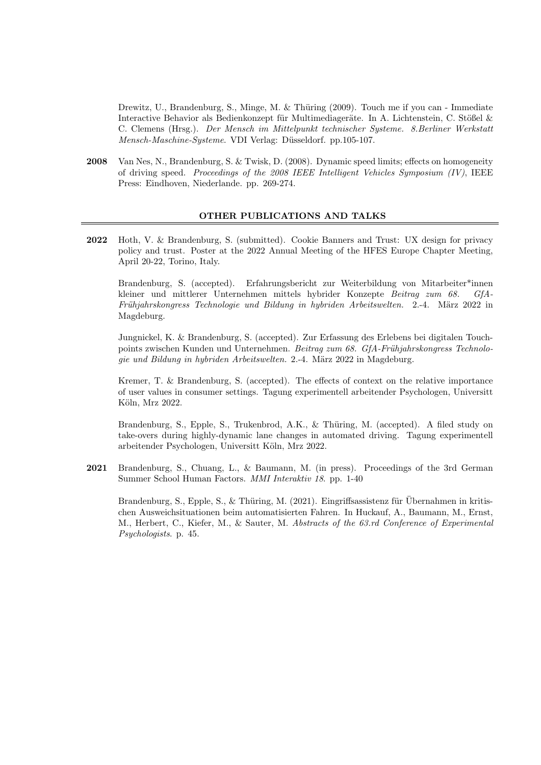Drewitz, U., Brandenburg, S., Minge, M. & Thüring (2009). Touch me if you can - Immediate Interactive Behavior als Bedienkonzept für Multimediageräte. In A. Lichtenstein, C. Stößel & C. Clemens (Hrsg.). *Der Mensch im Mittelpunkt technischer Systeme. 8.Berliner Werkstatt Mensch-Maschine-Systeme*. VDI Verlag: Düsseldorf. pp.105-107.

**2008** Van Nes, N., Brandenburg, S. & Twisk, D. (2008). Dynamic speed limits; effects on homogeneity of driving speed. *Proceedings of the 2008 IEEE Intelligent Vehicles Symposium (IV)*, IEEE Press: Eindhoven, Niederlande. pp. 269-274.

## OTHER PUBLICATIONS AND TALKS

**2022** Hoth, V. & Brandenburg, S. (submitted). Cookie Banners and Trust: UX design for privacy policy and trust. Poster at the 2022 Annual Meeting of the HFES Europe Chapter Meeting, April 20-22, Torino, Italy.

Brandenburg, S. (accepted). Erfahrungsbericht zur Weiterbildung von Mitarbeiter*innen kleiner und mittlerer Unternehmen mittels hybrider Konzepte *Beitrag zum 68. GfA-Frühjahrskongress Technologie und Bildung in hybriden Arbeitswelten.* 2.-4. März 2022 in Magdeburg.

Jungnickel, K. & Brandenburg, S. (accepted). Zur Erfassung des Erlebens bei digitalen Touchpoints zwischen Kunden und Unternehmen. *Beitrag zum 68. GfA-Frühjahrskongress Technologie und Bildung in hybriden Arbeitswelten.* 2.-4. März 2022 in Magdeburg.

Kremer, T. & Brandenburg, S. (accepted). The effects of context on the relative importance of user values in consumer settings. Tagung experimentell arbeitender Psychologen, Universitt Köln, Mrz 2022.

Brandenburg, S., Epple, S., Trukenbrod, A.K., & Thüring, M. (accepted). A filed study on take-overs during highly-dynamic lane changes in automated driving. Tagung experimentell arbeitender Psychologen, Universitt Köln, Mrz 2022.

**2021** Brandenburg, S., Chuang, L., & Baumann, M. (in press). Proceedings of the 3rd German Summer School Human Factors. *MMI Interaktiv 18*. pp. 1-40

Brandenburg, S., Epple, S., & Thüring, M. (2021). Eingriffsassistenz für Übernahmen in kritischen Ausweichsituationen beim automatisierten Fahren. In Huckauf, A., Baumann, M., Ernst, M., Herbert, C., Kiefer, M., & Sauter, M. *Abstracts of the 63.rd Conference of Experimental Psychologists*. p. 45.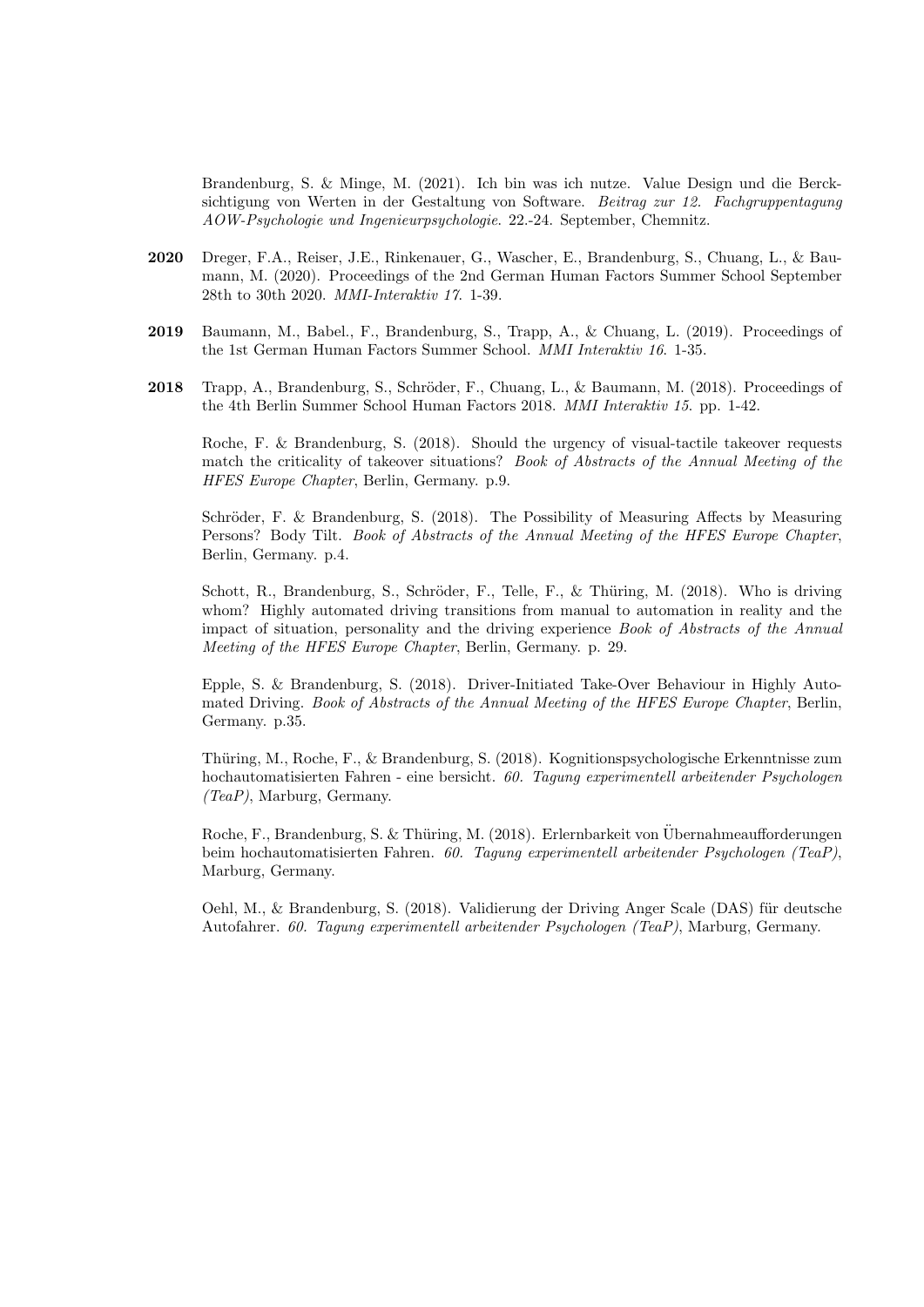Brandenburg, S. & Minge, M. (2021). Ich bin was ich nutze. Value Design und die Berck-sichtigung von Werten in der Gestaltung von Software. *Beitrag zur 12. Fachgruppentagung AOW-Psychologie und Ingenieurpsychologie*. 22.-24. September, Chemnitz.

**2020** Dreger, F.A., Reiser, J.E., Rinkenauer, G., Wascher, E., Brandenburg, S., Chuang, L., & Baumann, M. (2020). Proceedings of the 2nd German Human Factors Summer School September 28th to 30th 2020. *MMI-Interaktiv 17*. 1-39.

**2019** Baumann, M., Babel., F., Brandenburg, S., Trapp, A., & Chuang, L. (2019). Proceedings of the 1st German Human Factors Summer School. *MMI Interaktiv 16*. 1-35.

**2018** Trapp, A., Brandenburg, S., Schröder, F., Chuang, L., & Baumann, M. (2018). Proceedings of the 4th Berlin Summer School Human Factors 2018. *MMI Interaktiv 15*. pp. 1-42.

Roche, F. & Brandenburg, S. (2018). Should the urgency of visual-tactile takeover requests match the criticality of takeover situations? *Book of Abstracts of the Annual Meeting of the HFES Europe Chapter*, Berlin, Germany. p.9.

Schröder, F. & Brandenburg, S. (2018). The Possibility of Measuring Affects by Measuring Persons? Body Tilt. *Book of Abstracts of the Annual Meeting of the HFES Europe Chapter*, Berlin, Germany. p.4.

Schott, R., Brandenburg, S., Schröder, F., Telle, F., & Thüring, M. (2018). Who is driving whom? Highly automated driving transitions from manual to automation in reality and the impact of situation, personality and the driving experience *Book of Abstracts of the Annual Meeting of the HFES Europe Chapter*, Berlin, Germany. p. 29.

Epple, S. & Brandenburg, S. (2018). Driver-Initiated Take-Over Behaviour in Highly Automated Driving. *Book of Abstracts of the Annual Meeting of the HFES Europe Chapter*, Berlin, Germany. p.35.

Thüring, M., Roche, F., & Brandenburg, S. (2018). Kognitionspsychologische Erkenntnisse zum hochautomatisierten Fahren - eine bersicht. *60. Tagung experimentell arbeitender Psychologen (TeaP)*, Marburg, Germany.

Roche, F., Brandenburg, S. & Thüring, M. (2018). Erlernbarkeit von Übernahmeaufforderungen beim hochautomatisierten Fahren. *60. Tagung experimentell arbeitender Psychologen (TeaP)*, Marburg, Germany.

Oehl, M., & Brandenburg, S. (2018). Validierung der Driving Anger Scale (DAS) für deutsche Autofahrer. *60. Tagung experimentell arbeitender Psychologen (TeaP)*, Marburg, Germany.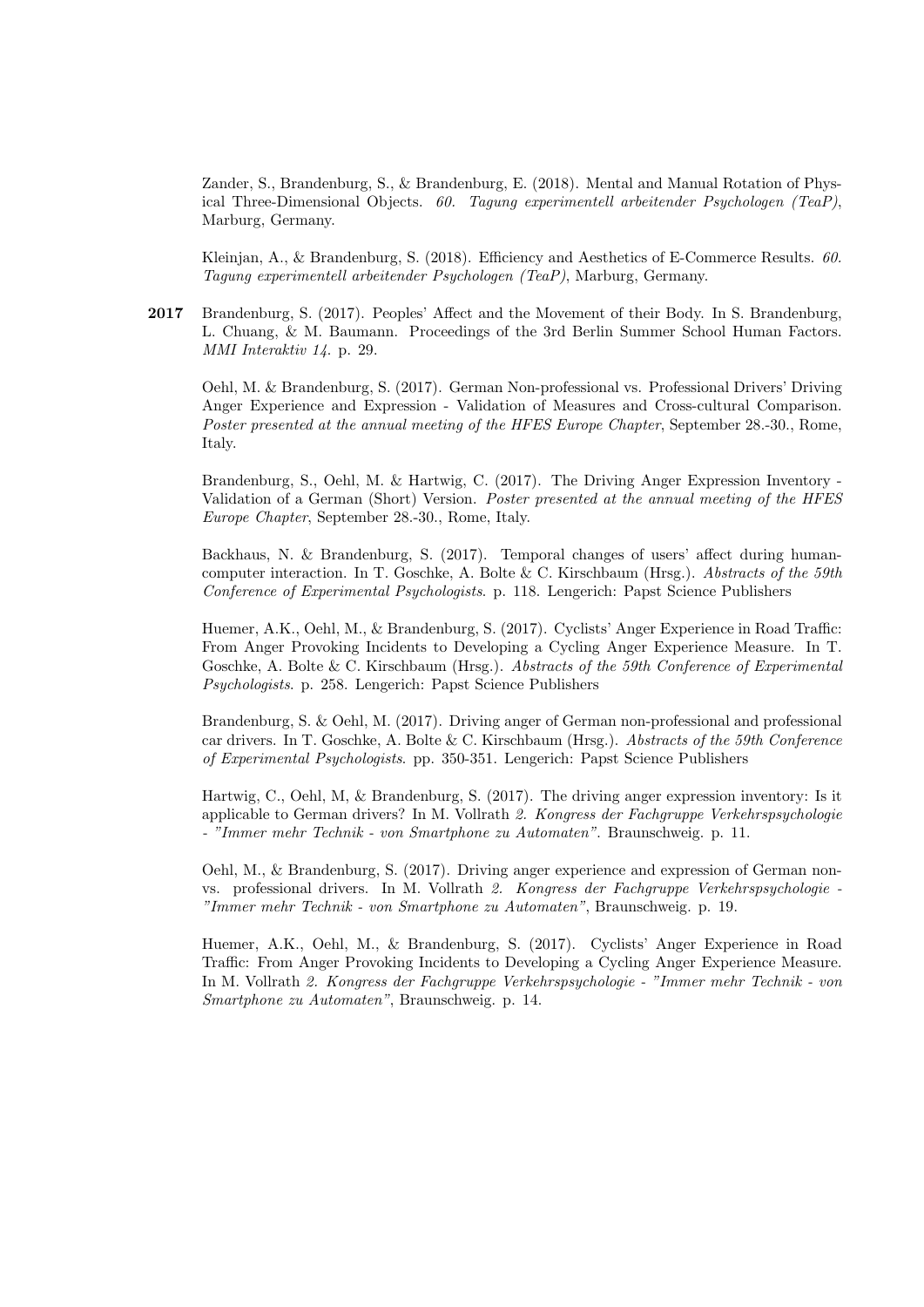Zander, S., Brandenburg, S., & Brandenburg, E. (2018). Mental and Manual Rotation of Physical Three-Dimensional Objects. *60. Tagung experimentell arbeitender Psychologen (TeaP)*, Marburg, Germany.

Kleinjan, A., & Brandenburg, S. (2018). Efficiency and Aesthetics of E-Commerce Results. *60. Tagung experimentell arbeitender Psychologen (TeaP)*, Marburg, Germany.

**2017** Brandenburg, S. (2017). Peoples' Affect and the Movement of their Body. In S. Brandenburg, L. Chuang, & M. Baumann. Proceedings of the 3rd Berlin Summer School Human Factors. *MMI Interaktiv 14*. p. 29.

Oehl, M. & Brandenburg, S. (2017). German Non-professional vs. Professional Drivers' Driving Anger Experience and Expression - Validation of Measures and Cross-cultural Comparison. *Poster presented at the annual meeting of the HFES Europe Chapter*, September 28.-30., Rome, Italy.

Brandenburg, S., Oehl, M. & Hartwig, C. (2017). The Driving Anger Expression Inventory - Validation of a German (Short) Version. *Poster presented at the annual meeting of the HFES Europe Chapter*, September 28.-30., Rome, Italy.

Backhaus, N. & Brandenburg, S. (2017). Temporal changes of users' affect during human-computer interaction. In T. Goschke, A. Bolte & C. Kirschbaum (Hrsg.). *Abstracts of the 59th Conference of Experimental Psychologists*. p. 118. Lengerich: Papst Science Publishers

Huemer, A.K., Oehl, M., & Brandenburg, S. (2017). Cyclists' Anger Experience in Road Traffic: From Anger Provoking Incidents to Developing a Cycling Anger Experience Measure. In T. Goschke, A. Bolte & C. Kirschbaum (Hrsg.). *Abstracts of the 59th Conference of Experimental Psychologists*. p. 258. Lengerich: Papst Science Publishers

Brandenburg, S. & Oehl, M. (2017). Driving anger of German non-professional and professional car drivers. In T. Goschke, A. Bolte & C. Kirschbaum (Hrsg.). *Abstracts of the 59th Conference of Experimental Psychologists*. pp. 350-351. Lengerich: Papst Science Publishers

Hartwig, C., Oehl, M, & Brandenburg, S. (2017). The driving anger expression inventory: Is it applicable to German drivers? In M. Vollrath *2. Kongress der Fachgruppe Verkehrspsychologie - "Immer mehr Technik - von Smartphone zu Automaten"*. Braunschweig. p. 11.

Oehl, M., & Brandenburg, S. (2017). Driving anger experience and expression of German non- vs. professional drivers. In M. Vollrath *2. Kongress der Fachgruppe Verkehrspsychologie - "Immer mehr Technik - von Smartphone zu Automaten"*, Braunschweig. p. 19.

Huemer, A.K., Oehl, M., & Brandenburg, S. (2017). Cyclists' Anger Experience in Road Traffic: From Anger Provoking Incidents to Developing a Cycling Anger Experience Measure. In M. Vollrath *2. Kongress der Fachgruppe Verkehrspsychologie - "Immer mehr Technik - von Smartphone zu Automaten"*, Braunschweig. p. 14.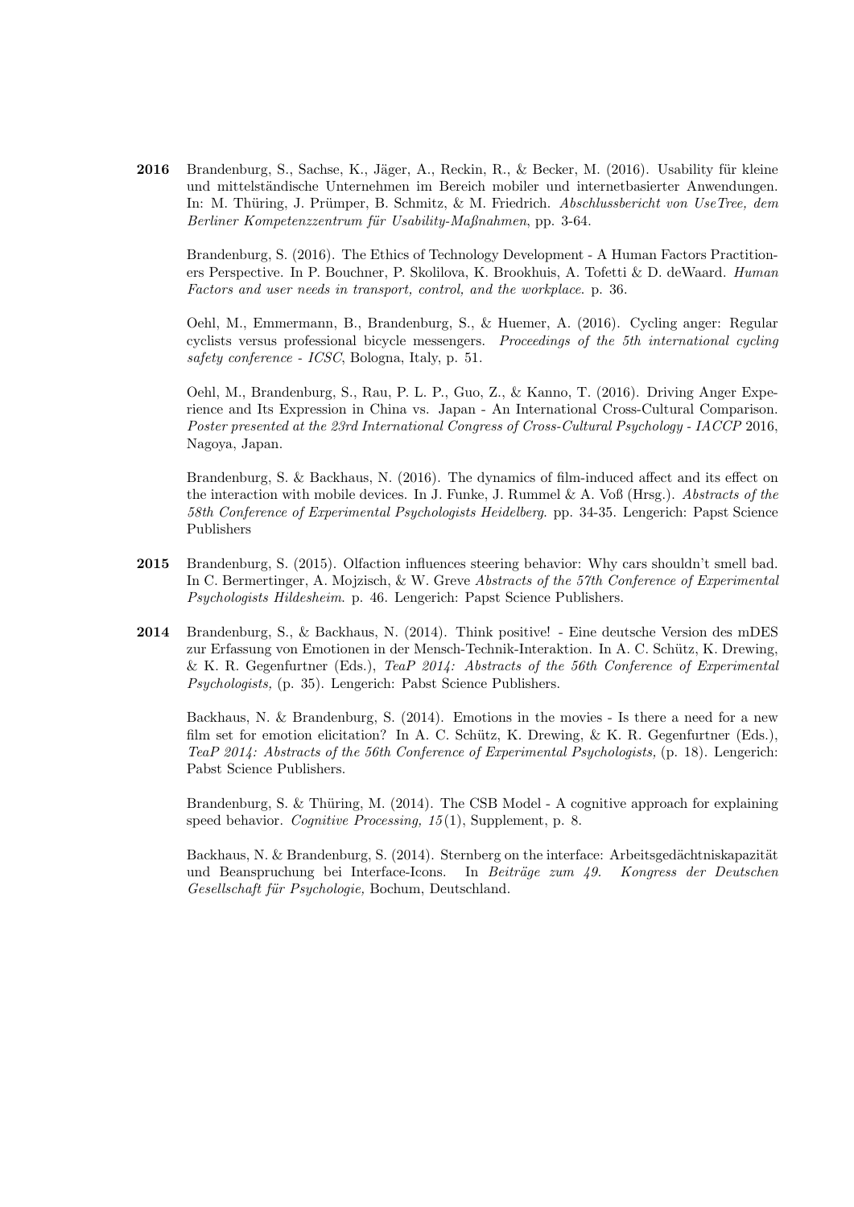**2016** Brandenburg, S., Sachse, K., Jäger, A., Reckin, R., & Becker, M. (2016). Usability für kleine und mittelständische Unternehmen im Bereich mobiler und internetbasierter Anwendungen. In: M. Thüring, J. Prümper, B. Schmitz, & M. Friedrich. *Abschlussbericht von UseTree, dem Berliner Kompetenzzentrum für Usability-Maßnahmen*, pp. 3-64.

Brandenburg, S. (2016). The Ethics of Technology Development - A Human Factors Practitioners Perspective. In P. Bouchner, P. Skolilova, K. Brookhuis, A. Tofetti & D. deWaard. *Human Factors and user needs in transport, control, and the workplace*. p. 36.

Oehl, M., Emmermann, B., Brandenburg, S., & Huemer, A. (2016). Cycling anger: Regular cyclists versus professional bicycle messengers. *Proceedings of the 5th international cycling safety conference - ICSC*, Bologna, Italy, p. 51.

Oehl, M., Brandenburg, S., Rau, P. L. P., Guo, Z., & Kanno, T. (2016). Driving Anger Experience and Its Expression in China vs. Japan - An International Cross-Cultural Comparison. *Poster presented at the 23rd International Congress of Cross-Cultural Psychology - IACCP* 2016, Nagoya, Japan.

Brandenburg, S. & Backhaus, N. (2016). The dynamics of film-induced affect and its effect on the interaction with mobile devices. In J. Funke, J. Rummel & A. Voß (Hrsg.). *Abstracts of the 58th Conference of Experimental Psychologists Heidelberg*. pp. 34-35. Lengerich: Papst Science Publishers

**2015** Brandenburg, S. (2015). Olfaction influences steering behavior: Why cars shouldn't smell bad. In C. Bermertinger, A. Mojzisch, & W. Greve *Abstracts of the 57th Conference of Experimental Psychologists Hildesheim*. p. 46. Lengerich: Papst Science Publishers.

**2014** Brandenburg, S., & Backhaus, N. (2014). Think positive! - Eine deutsche Version des mDES zur Erfassung von Emotionen in der Mensch-Technik-Interaktion. In A. C. Schütz, K. Drewing, & K. R. Gegenfurtner (Eds.), *TeaP 2014: Abstracts of the 56th Conference of Experimental Psychologists,* (p. 35). Lengerich: Pabst Science Publishers.

Backhaus, N. & Brandenburg, S. (2014). Emotions in the movies - Is there a need for a new film set for emotion elicitation? In A. C. Schütz, K. Drewing, & K. R. Gegenfurtner (Eds.), *TeaP 2014: Abstracts of the 56th Conference of Experimental Psychologists,* (p. 18). Lengerich: Pabst Science Publishers.

Brandenburg, S. & Thüring, M. (2014). The CSB Model - A cognitive approach for explaining speed behavior. *Cognitive Processing, 15*(1), Supplement, p. 8.

Backhaus, N. & Brandenburg, S. (2014). Sternberg on the interface: Arbeitsgedächtniskapazität und Beanspruchung bei Interface-Icons. In *Beiträge zum 49. Kongress der Deutschen Gesellschaft für Psychologie,* Bochum, Deutschland.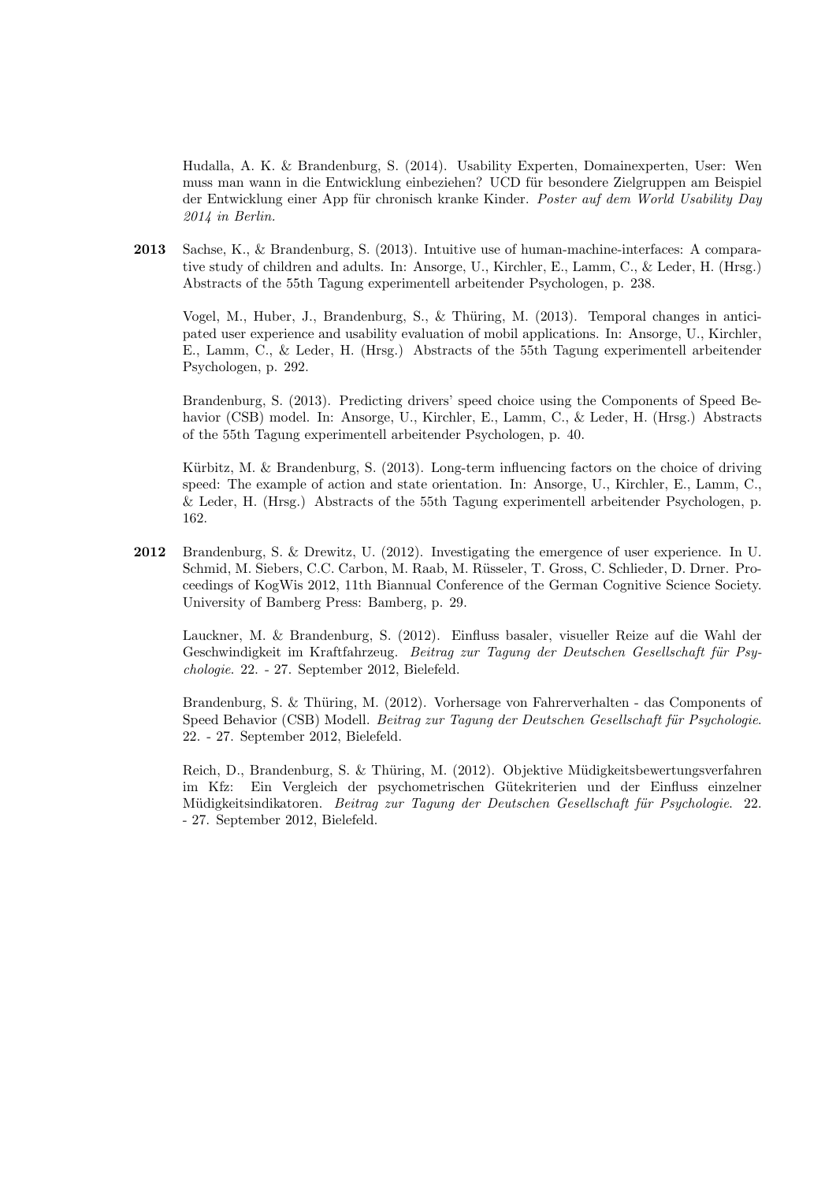Hudalla, A. K. & Brandenburg, S. (2014). Usability Experten, Domainexperten, User: Wen muss man wann in die Entwicklung einbeziehen? UCD für besondere Zielgruppen am Beispiel der Entwicklung einer App für chronisch kranke Kinder. *Poster auf dem World Usability Day 2014 in Berlin.*

**2013** Sachse, K., & Brandenburg, S. (2013). Intuitive use of human-machine-interfaces: A comparative study of children and adults. In: Ansorge, U., Kirchler, E., Lamm, C., & Leder, H. (Hrsg.) Abstracts of the 55th Tagung experimentell arbeitender Psychologen, p. 238.

Vogel, M., Huber, J., Brandenburg, S., & Thüring, M. (2013). Temporal changes in anticipated user experience and usability evaluation of mobil applications. In: Ansorge, U., Kirchler, E., Lamm, C., & Leder, H. (Hrsg.) Abstracts of the 55th Tagung experimentell arbeitender Psychologen, p. 292.

Brandenburg, S. (2013). Predicting drivers' speed choice using the Components of Speed Behavior (CSB) model. In: Ansorge, U., Kirchler, E., Lamm, C., & Leder, H. (Hrsg.) Abstracts of the 55th Tagung experimentell arbeitender Psychologen, p. 40.

Kürbitz, M. & Brandenburg, S. (2013). Long-term influencing factors on the choice of driving speed: The example of action and state orientation. In: Ansorge, U., Kirchler, E., Lamm, C., & Leder, H. (Hrsg.) Abstracts of the 55th Tagung experimentell arbeitender Psychologen, p. 162.

**2012** Brandenburg, S. & Drewitz, U. (2012). Investigating the emergence of user experience. In U. Schmid, M. Siebers, C.C. Carbon, M. Raab, M. Rüsseler, T. Gross, C. Schlieder, D. Drner. Proceedings of KogWis 2012, 11th Biannual Conference of the German Cognitive Science Society. University of Bamberg Press: Bamberg, p. 29.

Lauckner, M. & Brandenburg, S. (2012). Einfluss basaler, visueller Reize auf die Wahl der Geschwindigkeit im Kraftfahrzeug. *Beitrag zur Tagung der Deutschen Gesellschaft für Psychologie*. 22. - 27. September 2012, Bielefeld.

Brandenburg, S. & Thüring, M. (2012). Vorhersage von Fahrerverhalten - das Components of Speed Behavior (CSB) Modell. *Beitrag zur Tagung der Deutschen Gesellschaft für Psychologie*. 22. - 27. September 2012, Bielefeld.

Reich, D., Brandenburg, S. & Thüring, M. (2012). Objektive Müdigkeitsbewertungsverfahren im Kfz: Ein Vergleich der psychometrischen Gütekriterien und der Einfluss einzelner Müdigkeitsindikatoren. *Beitrag zur Tagung der Deutschen Gesellschaft für Psychologie*. 22. - 27. September 2012, Bielefeld.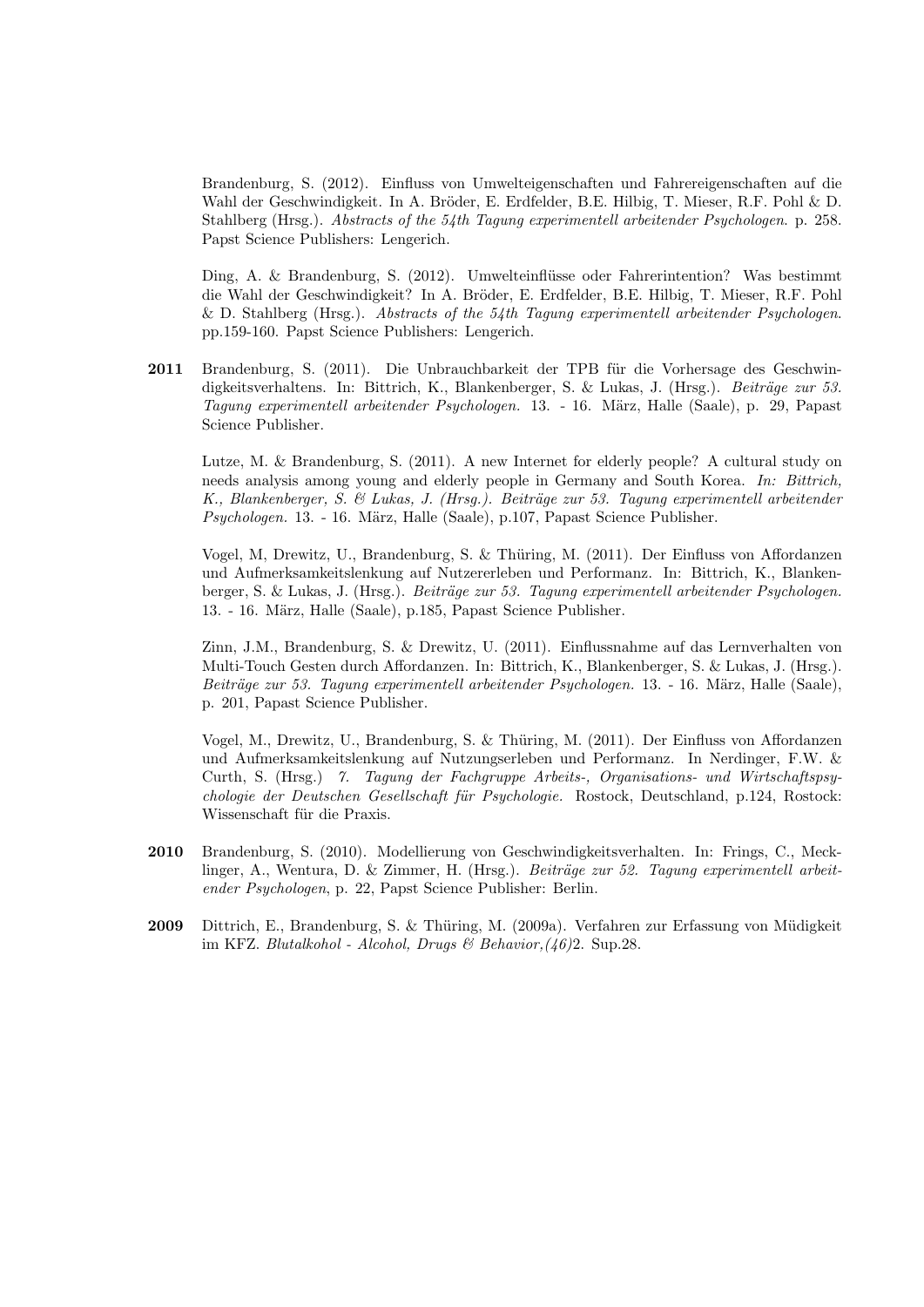Brandenburg, S. (2012). Einfluss von Umwelteigenschaften und Fahrereigenschaften auf die Wahl der Geschwindigkeit. In A. Bröder, E. Erdfelder, B.E. Hilbig, T. Mieser, R.F. Pohl & D. Stahlberg (Hrsg.). *Abstracts of the 54th Tagung experimentell arbeitender Psychologen*. p. 258. Papst Science Publishers: Lengerich.

Ding, A. & Brandenburg, S. (2012). Umwelteinflüsse oder Fahrerintention? Was bestimmt die Wahl der Geschwindigkeit? In A. Bröder, E. Erdfelder, B.E. Hilbig, T. Mieser, R.F. Pohl & D. Stahlberg (Hrsg.). *Abstracts of the 54th Tagung experimentell arbeitender Psychologen*. pp.159-160. Papst Science Publishers: Lengerich.

**2011** Brandenburg, S. (2011). Die Unbrauchbarkeit der TPB für die Vorhersage des Geschwindigkeitsverhaltens. In: Bittrich, K., Blankenberger, S. & Lukas, J. (Hrsg.). *Beiträge zur 53. Tagung experimentell arbeitender Psychologen.* 13. - 16. März, Halle (Saale), p. 29, Papast Science Publisher.

Lutze, M. & Brandenburg, S. (2011). A new Internet for elderly people? A cultural study on needs analysis among young and elderly people in Germany and South Korea. *In: Bittrich, K., Blankenberger, S. & Lukas, J. (Hrsg.). Beiträge zur 53. Tagung experimentell arbeitender Psychologen.* 13. - 16. März, Halle (Saale), p.107, Papast Science Publisher.

Vogel, M, Drewitz, U., Brandenburg, S. & Thüring, M. (2011). Der Einfluss von Affordanzen und Aufmerksamkeitslenkung auf Nutzererleben und Performanz. In: Bittrich, K., Blankenberger, S. & Lukas, J. (Hrsg.). *Beiträge zur 53. Tagung experimentell arbeitender Psychologen.* 13. - 16. März, Halle (Saale), p.185, Papast Science Publisher.

Zinn, J.M., Brandenburg, S. & Drewitz, U. (2011). Einflussnahme auf das Lernverhalten von Multi-Touch Gesten durch Affordanzen. In: Bittrich, K., Blankenberger, S. & Lukas, J. (Hrsg.). *Beiträge zur 53. Tagung experimentell arbeitender Psychologen.* 13. - 16. März, Halle (Saale), p. 201, Papast Science Publisher.

Vogel, M., Drewitz, U., Brandenburg, S. & Thüring, M. (2011). Der Einfluss von Affordanzen und Aufmerksamkeitslenkung auf Nutzungserleben und Performanz. In Nerdinger, F.W. & Curth, S. (Hrsg.) *7. Tagung der Fachgruppe Arbeits-, Organisations- und Wirtschaftspsychologie der Deutschen Gesellschaft für Psychologie.* Rostock, Deutschland, p.124, Rostock: Wissenschaft für die Praxis.

**2010** Brandenburg, S. (2010). Modellierung von Geschwindigkeitsverhalten. In: Frings, C., Mecklinger, A., Wentura, D. & Zimmer, H. (Hrsg.). *Beiträge zur 52. Tagung experimentell arbeitender Psychologen*, p. 22, Papst Science Publisher: Berlin.

**2009** Dittrich, E., Brandenburg, S. & Thüring, M. (2009a). Verfahren zur Erfassung von Müdigkeit im KFZ. *Blutalkohol - Alcohol, Drugs & Behavior,(46)*2. Sup.28.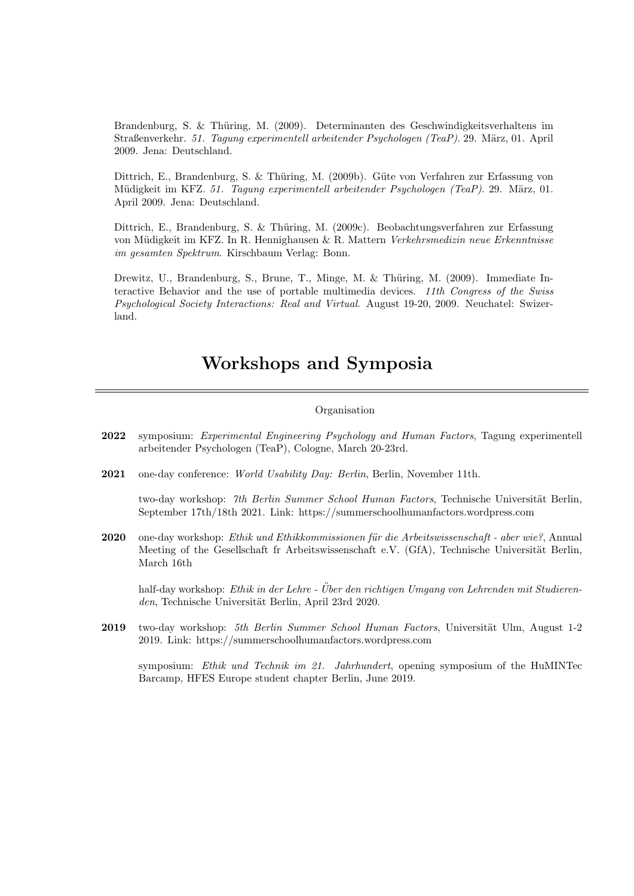Brandenburg, S. & Thüring, M. (2009). Determinanten des Geschwindigkeitsverhaltens im Straßenverkehr. *51. Tagung experimentell arbeitender Psychologen (TeaP)*. 29. März, 01. April 2009. Jena: Deutschland.

Dittrich, E., Brandenburg, S. & Thüring, M. (2009b). Güte von Verfahren zur Erfassung von Müdigkeit im KFZ. *51. Tagung experimentell arbeitender Psychologen (TeaP)*. 29. März, 01. April 2009. Jena: Deutschland.

Dittrich, E., Brandenburg, S. & Thüring, M. (2009c). Beobachtungsverfahren zur Erfassung von Müdigkeit im KFZ. In R. Hennighausen & R. Mattern *Verkehrsmedizin neue Erkenntnisse im gesamten Spektrum*. Kirschbaum Verlag: Bonn.

Drewitz, U., Brandenburg, S., Brune, T., Minge, M. & Thüring, M. (2009). Immediate Interactive Behavior and the use of portable multimedia devices. *11th Congress of the Swiss Psychological Society Interactions: Real and Virtual*. August 19-20, 2009. Neuchatel: Swizerland.

# Workshops and Symposia

---

Organisation

**2022** symposium: *Experimental Engineering Psychology and Human Factors*, Tagung experimentell arbeitender Psychologen (TeaP), Cologne, March 20-23rd.

**2021** one-day conference: *World Usability Day: Berlin*, Berlin, November 11th.

two-day workshop: *7th Berlin Summer School Human Factors*, Technische Universität Berlin, September 17th/18th 2021. Link: https://summerschoolhumanfactors.wordpress.com

**2020** one-day workshop: *Ethik und Ethikkommissionen für die Arbeitswissenschaft - aber wie?*, Annual Meeting of the Gesellschaft fr Arbeitswissenschaft e.V. (GfA), Technische Universität Berlin, March 16th

half-day workshop: *Ethik in der Lehre - Über den richtigen Umgang von Lehrenden mit Studierenden*, Technische Universität Berlin, April 23rd 2020.

**2019** two-day workshop: *5th Berlin Summer School Human Factors*, Universität Ulm, August 1-2 2019. Link: https://summerschoolhumanfactors.wordpress.com

symposium: *Ethik und Technik im 21. Jahrhundert*, opening symposium of the HuMINTec Barcamp, HFES Europe student chapter Berlin, June 2019.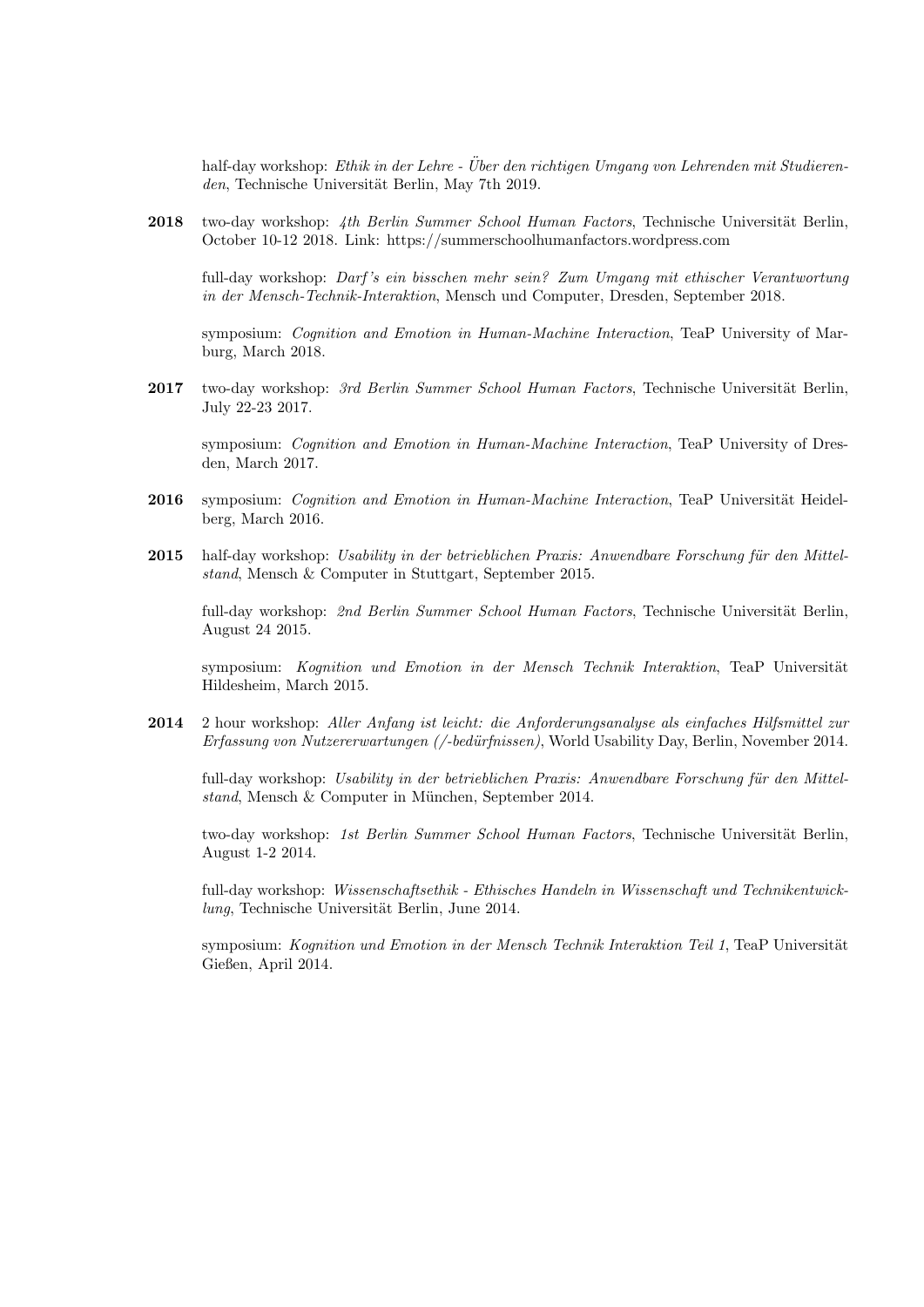half-day workshop: *Ethik in der Lehre - Über den richtigen Umgang von Lehrenden mit Studierenden*, Technische Universität Berlin, May 7th 2019.

**2018** two-day workshop: *4th Berlin Summer School Human Factors*, Technische Universität Berlin, October 10-12 2018. Link: https://summerschoolhumanfactors.wordpress.com

full-day workshop: *Darf's ein bisschen mehr sein? Zum Umgang mit ethischer Verantwortung in der Mensch-Technik-Interaktion*, Mensch und Computer, Dresden, September 2018.

symposium: *Cognition and Emotion in Human-Machine Interaction*, TeaP University of Marburg, March 2018.

**2017** two-day workshop: *3rd Berlin Summer School Human Factors*, Technische Universität Berlin, July 22-23 2017.

symposium: *Cognition and Emotion in Human-Machine Interaction*, TeaP University of Dresden, March 2017.

**2016** symposium: *Cognition and Emotion in Human-Machine Interaction*, TeaP Universität Heidelberg, March 2016.

**2015** half-day workshop: *Usability in der betrieblichen Praxis: Anwendbare Forschung für den Mittelstand*, Mensch & Computer in Stuttgart, September 2015.

full-day workshop: *2nd Berlin Summer School Human Factors*, Technische Universität Berlin, August 24 2015.

symposium: *Kognition und Emotion in der Mensch Technik Interaktion*, TeaP Universität Hildesheim, March 2015.

**2014** 2 hour workshop: *Aller Anfang ist leicht: die Anforderungsanalyse als einfaches Hilfsmittel zur Erfassung von Nutzererwartungen (/-bedürfnissen)*, World Usability Day, Berlin, November 2014.

full-day workshop: *Usability in der betrieblichen Praxis: Anwendbare Forschung für den Mittelstand*, Mensch & Computer in München, September 2014.

two-day workshop: *1st Berlin Summer School Human Factors*, Technische Universität Berlin, August 1-2 2014.

full-day workshop: *Wissenschaftsethik - Ethisches Handeln in Wissenschaft und Technikentwicklung*, Technische Universität Berlin, June 2014.

symposium: *Kognition und Emotion in der Mensch Technik Interaktion Teil 1*, TeaP Universität Gießen, April 2014.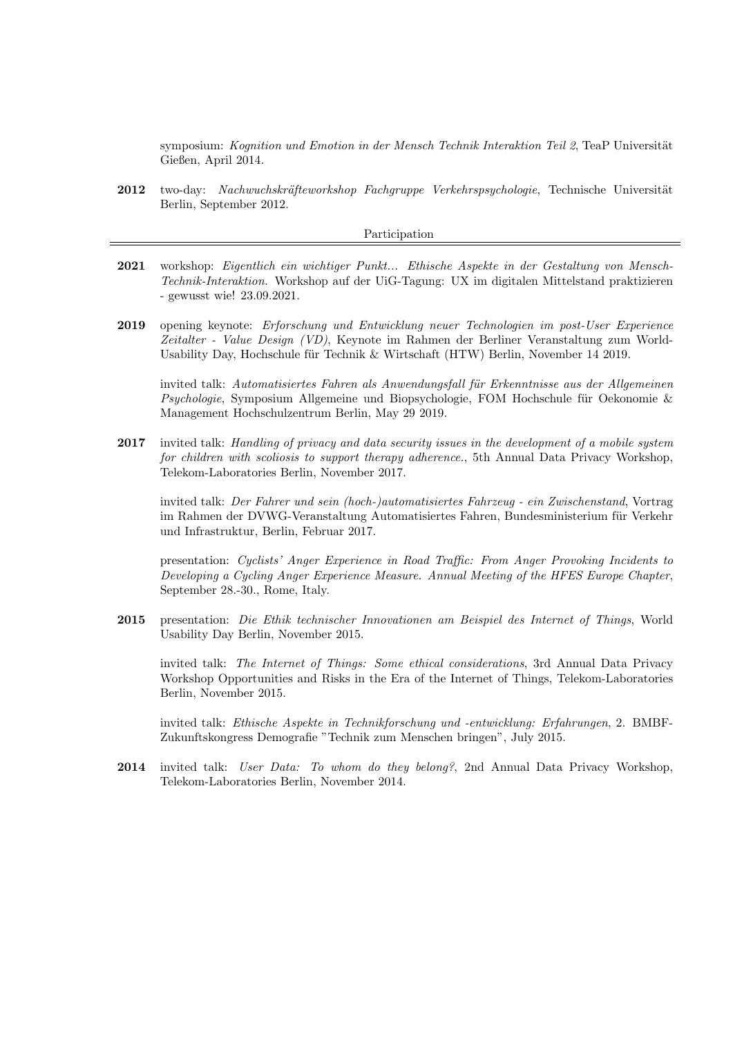symposium: *Kognition und Emotion in der Mensch Technik Interaktion Teil 2*, TeaP Universität Gießen, April 2014.

**2012** two-day: *Nachwuchskräfteworkshop Fachgruppe Verkehrspsychologie*, Technische Universität Berlin, September 2012.

## Participation

**2021** workshop: *Eigentlich ein wichtiger Punkt... Ethische Aspekte in der Gestaltung von Mensch-Technik-Interaktion.* Workshop auf der UiG-Tagung: UX im digitalen Mittelstand praktizieren - gewusst wie! 23.09.2021.

**2019** opening keynote: *Erforschung und Entwicklung neuer Technologien im post-User Experience Zeitalter - Value Design (VD)*, Keynote im Rahmen der Berliner Veranstaltung zum World-Usability Day, Hochschule für Technik & Wirtschaft (HTW) Berlin, November 14 2019.

invited talk: *Automatisiertes Fahren als Anwendungsfall für Erkenntnisse aus der Allgemeinen Psychologie*, Symposium Allgemeine und Biopsychologie, FOM Hochschule für Oekonomie & Management Hochschulzentrum Berlin, May 29 2019.

**2017** invited talk: *Handling of privacy and data security issues in the development of a mobile system for children with scoliosis to support therapy adherence.*, 5th Annual Data Privacy Workshop, Telekom-Laboratories Berlin, November 2017.

invited talk: *Der Fahrer und sein (hoch-)automatisiertes Fahrzeug - ein Zwischenstand*, Vortrag im Rahmen der DVWG-Veranstaltung Automatisiertes Fahren, Bundesministerium für Verkehr und Infrastruktur, Berlin, Februar 2017.

presentation: *Cyclists' Anger Experience in Road Traffic: From Anger Provoking Incidents to Developing a Cycling Anger Experience Measure. Annual Meeting of the HFES Europe Chapter*, September 28.-30., Rome, Italy.

**2015** presentation: *Die Ethik technischer Innovationen am Beispiel des Internet of Things*, World Usability Day Berlin, November 2015.

invited talk: *The Internet of Things: Some ethical considerations*, 3rd Annual Data Privacy Workshop Opportunities and Risks in the Era of the Internet of Things, Telekom-Laboratories Berlin, November 2015.

invited talk: *Ethische Aspekte in Technikforschung und -entwicklung: Erfahrungen*, 2. BMBF-Zukunftskongress Demografie "Technik zum Menschen bringen", July 2015.

**2014** invited talk: *User Data: To whom do they belong?*, 2nd Annual Data Privacy Workshop, Telekom-Laboratories Berlin, November 2014.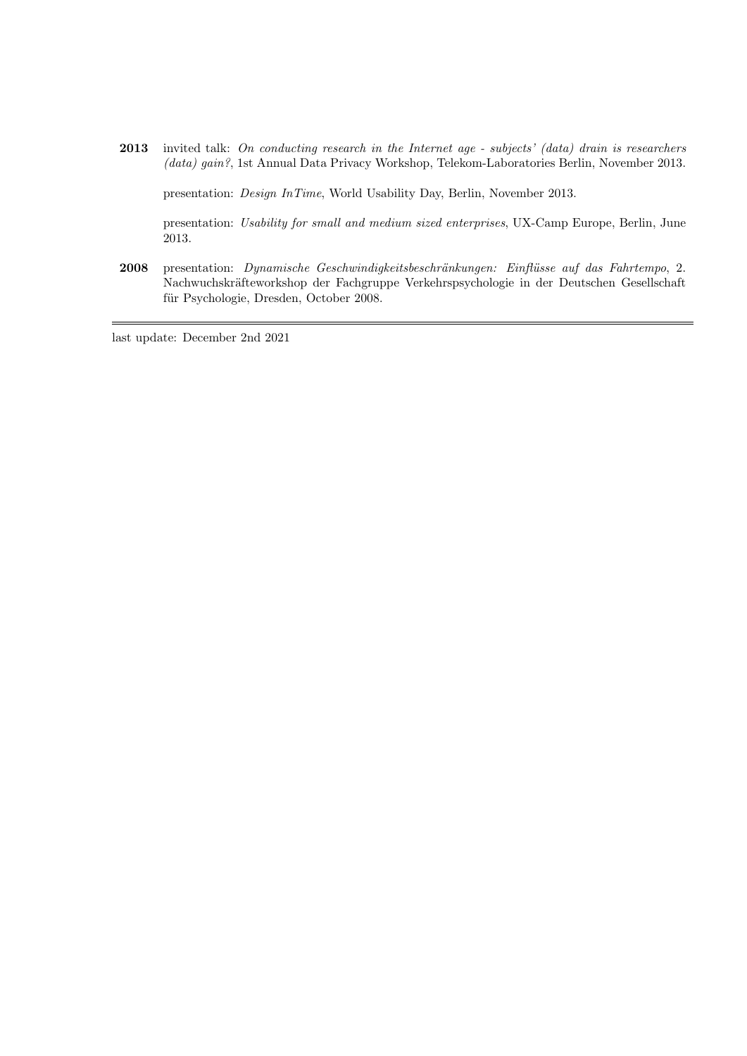**2013** invited talk: *On conducting research in the Internet age - subjects' (data) drain is researchers (data) gain?*, 1st Annual Data Privacy Workshop, Telekom-Laboratories Berlin, November 2013.

presentation: *Design InTime*, World Usability Day, Berlin, November 2013.

presentation: *Usability for small and medium sized enterprises*, UX-Camp Europe, Berlin, June 2013.

**2008** presentation: *Dynamische Geschwindigkeitsbeschränkungen: Einflüsse auf das Fahrtempo*, 2. Nachwuchskräfteworkshop der Fachgruppe Verkehrspsychologie in der Deutschen Gesellschaft für Psychologie, Dresden, October 2008.

---

last update: December 2nd 2021